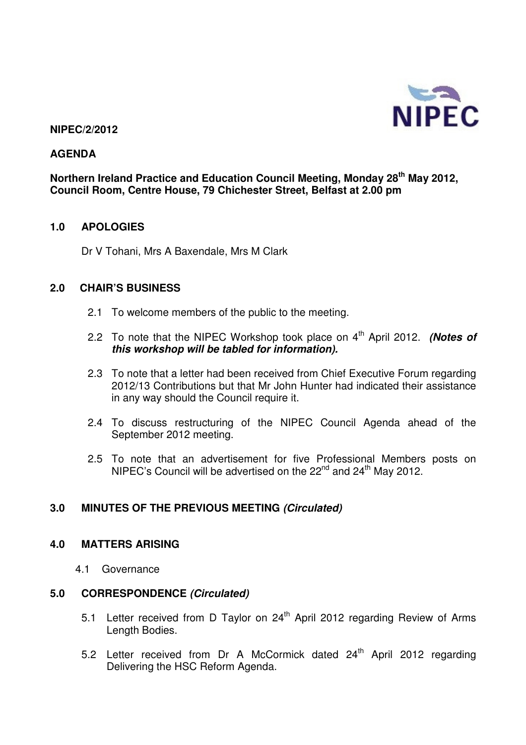**NIPEC/2/2012**

**AGENDA**

**Northern Ireland Practice and Education Council Meeting, Monday 28th May 2012, Council Room, Centre House, 79 Chichester Street, Belfast at 2.00 pm**

**1.0 APOLOGIES**

Dr V Tohani, Mrs A Baxendale, Mrs M Clark

**2.0 CHAIR'S BUSINESS**

2.1 To welcome members of the public to the meeting.

2.2 To note that the NIPEC Workshop took place on 4th April 2012. ***(Notes of this workshop will be tabled for information).***

2.3 To note that a letter had been received from Chief Executive Forum regarding 2012/13 Contributions but that Mr John Hunter had indicated their assistance in any way should the Council require it.

2.4 To discuss restructuring of the NIPEC Council Agenda ahead of the September 2012 meeting.

2.5 To note that an advertisement for five Professional Members posts on NIPEC's Council will be advertised on the 22nd and 24th May 2012.

**3.0 MINUTES OF THE PREVIOUS MEETING *(Circulated)***

**4.0 MATTERS ARISING**

4.1 Governance

**5.0 CORRESPONDENCE *(Circulated)***

5.1 Letter received from D Taylor on 24th April 2012 regarding Review of Arms Length Bodies.

5.2 Letter received from Dr A McCormick dated 24th April 2012 regarding Delivering the HSC Reform Agenda.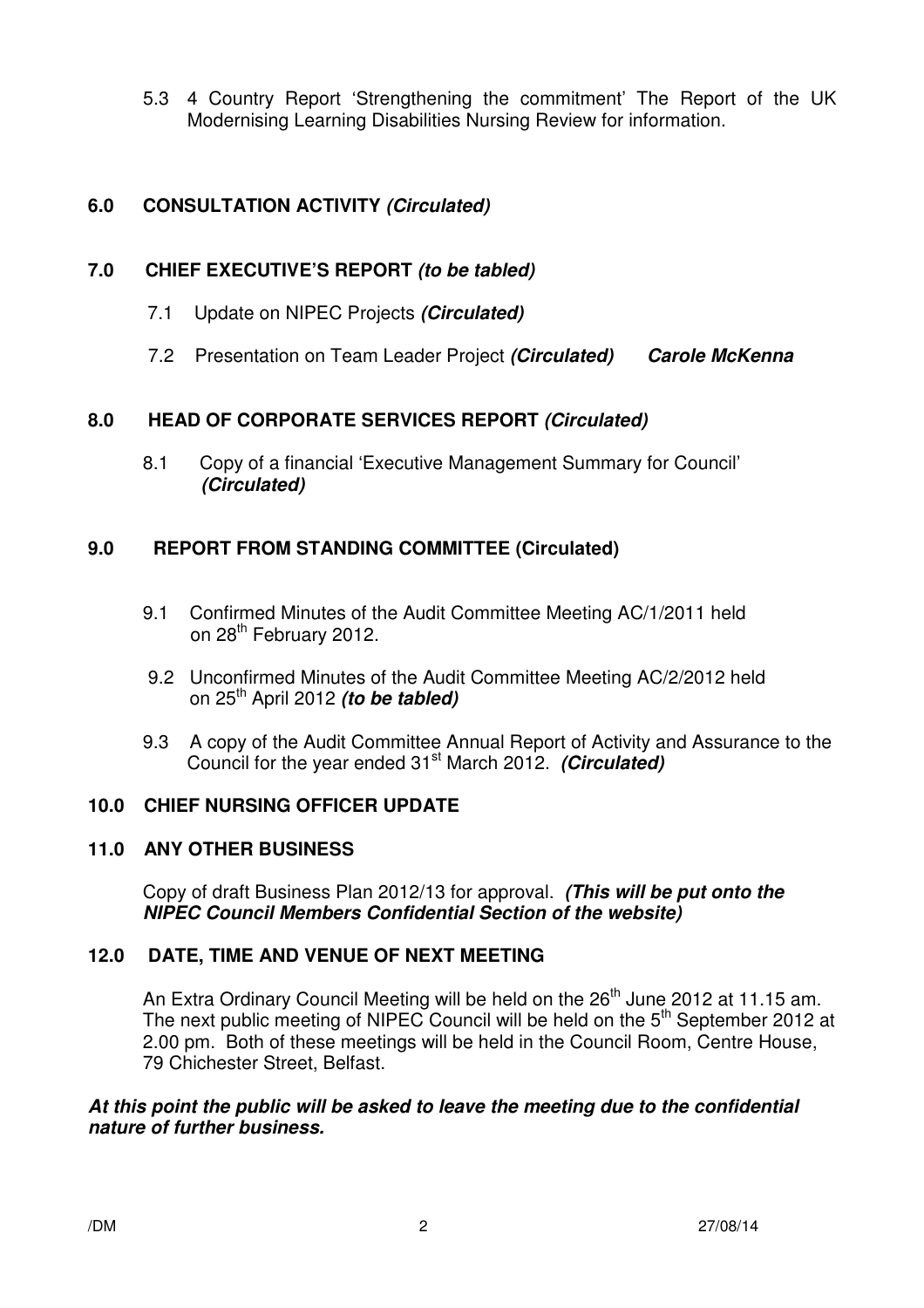5.3 4 Country Report 'Strengthening the commitment' The Report of the UK Modernising Learning Disabilities Nursing Review for information.

**6.0 CONSULTATION ACTIVITY *(Circulated)***

**7.0 CHIEF EXECUTIVE'S REPORT *(to be tabled)***

7.1 Update on NIPEC Projects ***(Circulated)***

7.2 Presentation on Team Leader Project ***(Circulated)*** ***Carole McKenna***

**8.0 HEAD OF CORPORATE SERVICES REPORT *(Circulated)***

8.1 Copy of a financial 'Executive Management Summary for Council' ***(Circulated)***

**9.0 REPORT FROM STANDING COMMITTEE (Circulated)**

9.1 Confirmed Minutes of the Audit Committee Meeting AC/1/2011 held on 28th February 2012.

9.2 Unconfirmed Minutes of the Audit Committee Meeting AC/2/2012 held on 25th April 2012 ***(to be tabled)***

9.3 A copy of the Audit Committee Annual Report of Activity and Assurance to the Council for the year ended 31st March 2012. ***(Circulated)***

**10.0 CHIEF NURSING OFFICER UPDATE**

**11.0 ANY OTHER BUSINESS**

Copy of draft Business Plan 2012/13 for approval. ***(This will be put onto the NIPEC Council Members Confidential Section of the website)***

**12.0 DATE, TIME AND VENUE OF NEXT MEETING**

An Extra Ordinary Council Meeting will be held on the 26th June 2012 at 11.15 am. The next public meeting of NIPEC Council will be held on the 5th September 2012 at 2.00 pm. Both of these meetings will be held in the Council Room, Centre House, 79 Chichester Street, Belfast.

***At this point the public will be asked to leave the meeting due to the confidential nature of further business.***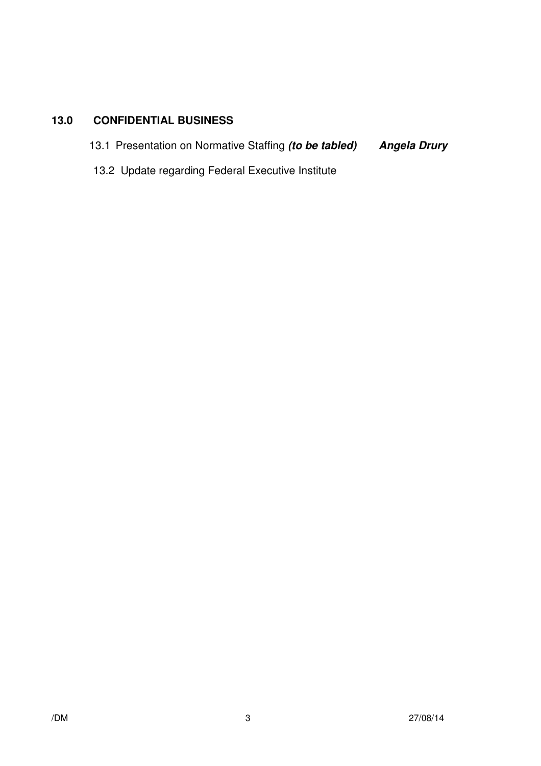## 13.0 CONFIDENTIAL BUSINESS

13.1 Presentation on Normative Staffing ***(to be tabled)*** ***Angela Drury***

13.2 Update regarding Federal Executive Institute